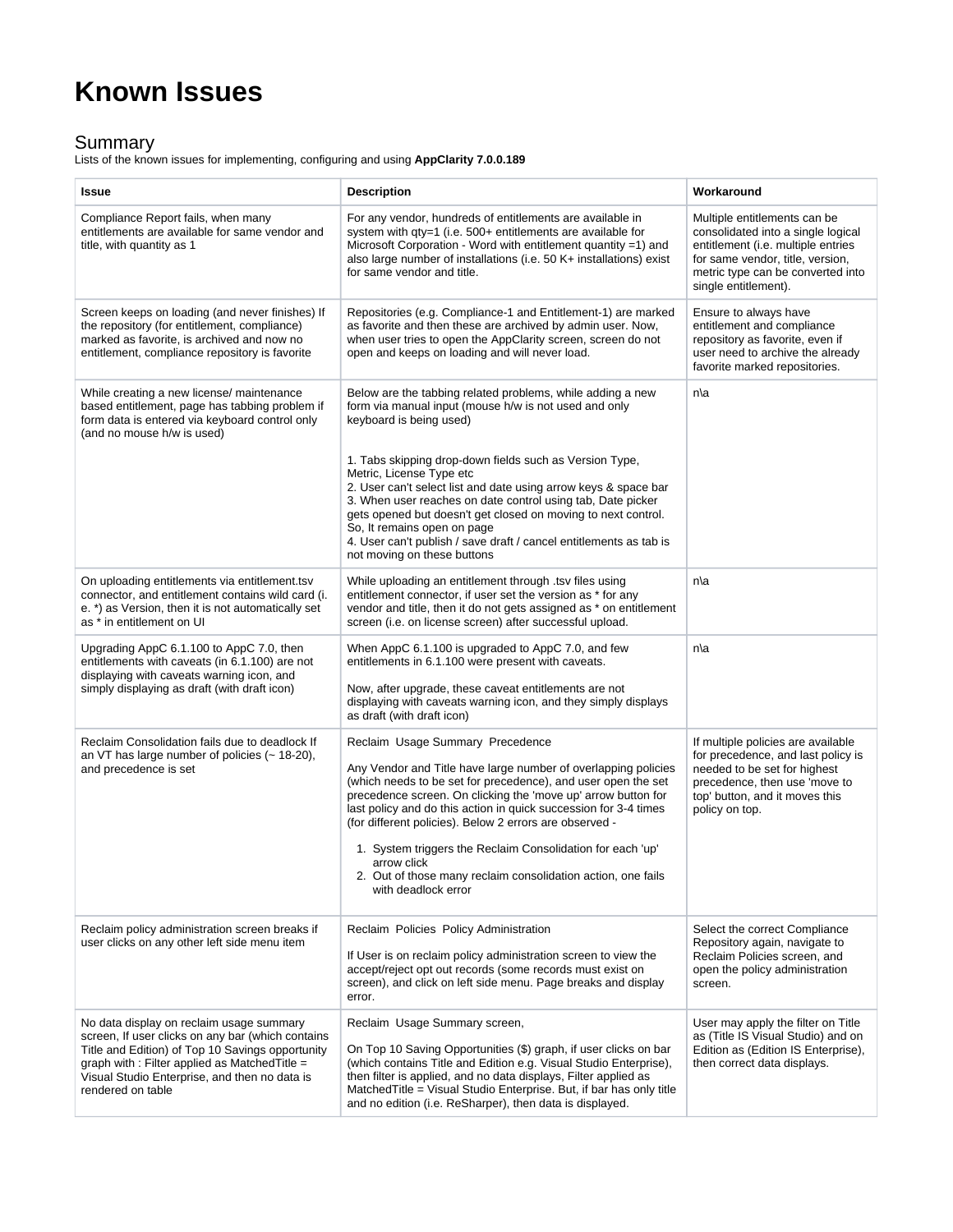# Known Issues

## Summary

Lists of the known issues for implementing, configuring and using **AppClarity 7.0.0.189**

| Issue | Description | Workaround |
|---|---|---|
| Compliance Report fails, when many entitlements are available for same vendor and title, with quantity as 1 | For any vendor, hundreds of entitlements are available in system with qty=1 (i.e. 500+ entitlements are available for Microsoft Corporation - Word with entitlement quantity =1) and also large number of installations (i.e. 50 K+ installations) exist for same vendor and title. | Multiple entitlements can be consolidated into a single logical entitlement (i.e. multiple entries for same vendor, title, version, metric type can be converted into single entitlement). |
| Screen keeps on loading (and never finishes) If the repository (for entitlement, compliance) marked as favorite, is archived and now no entitlement, compliance repository is favorite | Repositories (e.g. Compliance-1 and Entitlement-1) are marked as favorite and then these are archived by admin user. Now, when user tries to open the AppClarity screen, screen do not open and keeps on loading and will never load. | Ensure to always have entitlement and compliance repository as favorite, even if user need to archive the already favorite marked repositories. |
| While creating a new license/ maintenance based entitlement, page has tabbing problem if form data is entered via keyboard control only (and no mouse h/w is used) | Below are the tabbing related problems, while adding a new form via manual input (mouse h/w is not used and only keyboard is being used)<br><br>1. Tabs skipping drop-down fields such as Version Type, Metric, License Type etc<br>2. User can't select list and date using arrow keys & space bar<br>3. When user reaches on date control using tab, Date picker gets opened but doesn't get closed on moving to next control. So, It remains open on page<br>4. User can't publish / save draft / cancel entitlements as tab is not moving on these buttons | n\a |
| On uploading entitlements via entitlement.tsv connector, and entitlement contains wild card (i. e. *) as Version, then it is not automatically set as * in entitlement on UI | While uploading an entitlement through .tsv files using entitlement connector, if user set the version as * for any vendor and title, then it do not gets assigned as * on entitlement screen (i.e. on license screen) after successful upload. | n\a |
| Upgrading AppC 6.1.100 to AppC 7.0, then entitlements with caveats (in 6.1.100) are not displaying with caveats warning icon, and simply displaying as draft (with draft icon) | When AppC 6.1.100 is upgraded to AppC 7.0, and few entitlements in 6.1.100 were present with caveats.<br><br>Now, after upgrade, these caveat entitlements are not displaying with caveats warning icon, and they simply displays as draft (with draft icon) | n\a |
| Reclaim Consolidation fails due to deadlock If an VT has large number of policies (~ 18-20), and precedence is set | Reclaim  Usage Summary  Precedence<br><br>Any Vendor and Title have large number of overlapping policies (which needs to be set for precedence), and user open the set precedence screen. On clicking the 'move up' arrow button for last policy and do this action in quick succession for 3-4 times (for different policies). Below 2 errors are observed -<br><br>1. System triggers the Reclaim Consolidation for each 'up' arrow click<br>2. Out of those many reclaim consolidation action, one fails with deadlock error | If multiple policies are available for precedence, and last policy is needed to be set for highest precedence, then use 'move to top' button, and it moves this policy on top. |
| Reclaim policy administration screen breaks if user clicks on any other left side menu item | Reclaim  Policies  Policy Administration<br><br>If User is on reclaim policy administration screen to view the accept/reject opt out records (some records must exist on screen), and click on left side menu. Page breaks and display error. | Select the correct Compliance Repository again, navigate to Reclaim Policies screen, and open the policy administration screen. |
| No data display on reclaim usage summary screen, If user clicks on any bar (which contains Title and Edition) of Top 10 Savings opportunity graph with : Filter applied as MatchedTitle = Visual Studio Enterprise, and then no data is rendered on table | Reclaim  Usage Summary screen,<br><br>On Top 10 Saving Opportunities ($) graph, if user clicks on bar (which contains Title and Edition e.g. Visual Studio Enterprise), then filter is applied, and no data displays, Filter applied as MatchedTitle = Visual Studio Enterprise. But, if bar has only title and no edition (i.e. ReSharper), then data is displayed. | User may apply the filter on Title as (Title IS Visual Studio) and on Edition as (Edition IS Enterprise), then correct data displays. |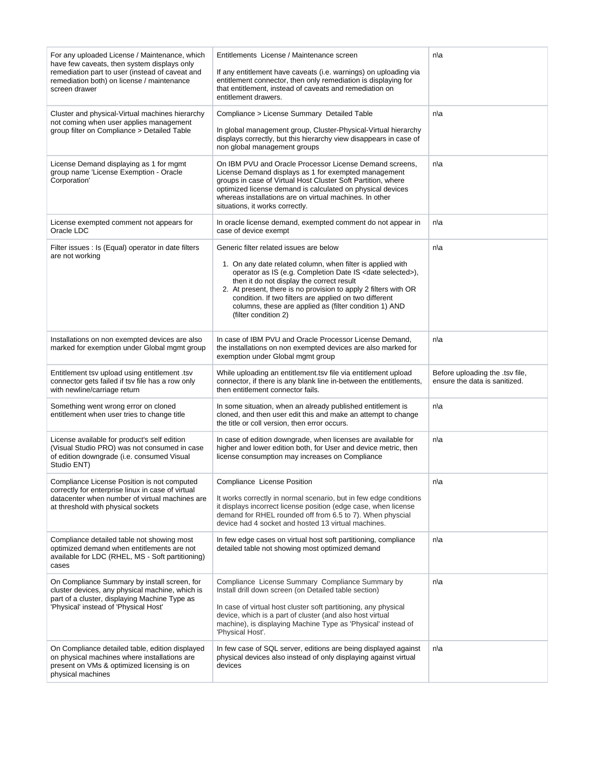| | | |
|---|---|---|
| For any uploaded License / Maintenance, which have few caveats, then system displays only remediation part to user (instead of caveat and remediation both) on license / maintenance screen drawer | Entitlements  License / Maintenance screen<br><br>If any entitlement have caveats (i.e. warnings) on uploading via entitlement connector, then only remediation is displaying for that entitlement, instead of caveats and remediation on entitlement drawers. | n\a |
| Cluster and physical-Virtual machines hierarchy not coming when user applies management group filter on Compliance > Detailed Table | Compliance > License Summary  Detailed Table<br><br>In global management group, Cluster-Physical-Virtual hierarchy displays correctly, but this hierarchy view disappears in case of non global management groups | n\a |
| License Demand displaying as 1 for mgmt group name 'License Exemption - Oracle Corporation' | On IBM PVU and Oracle Processor License Demand screens, License Demand displays as 1 for exempted management groups in case of Virtual Host Cluster Soft Partition, where optimized license demand is calculated on physical devices whereas installations are on virtual machines. In other situations, it works correctly. | n\a |
| License exempted comment not appears for Oracle LDC | In oracle license demand, exempted comment do not appear in case of device exempt | n\a |
| Filter issues : Is (Equal) operator in date filters are not working | Generic filter related issues are below<br><br>1. On any date related column, when filter is applied with operator as IS (e.g. Completion Date IS <date selected>), then it do not display the correct result<br>2. At present, there is no provision to apply 2 filters with OR condition. If two filters are applied on two different columns, these are applied as (filter condition 1) AND (filter condition 2) | n\a |
| Installations on non exempted devices are also marked for exemption under Global mgmt group | In case of IBM PVU and Oracle Processor License Demand, the installations on non exempted devices are also marked for exemption under Global mgmt group | n\a |
| Entitlement tsv upload using entitlement .tsv connector gets failed if tsv file has a row only with newline/carriage return | While uploading an entitlement.tsv file via entitlement upload connector, if there is any blank line in-between the entitlements, then entitlement connector fails. | Before uploading the .tsv file, ensure the data is sanitized. |
| Something went wrong error on cloned entitlement when user tries to change title | In some situation, when an already published entitlement is cloned, and then user edit this and make an attempt to change the title or coll version, then error occurs. | n\a |
| License available for product's self edition (Visual Studio PRO) was not consumed in case of edition downgrade (i.e. consumed Visual Studio ENT) | In case of edition downgrade, when licenses are available for higher and lower edition both, for User and device metric, then license consumption may increases on Compliance | n\a |
| Compliance License Position is not computed correctly for enterprise linux in case of virtual datacenter when number of virtual machines are at threshold with physical sockets | Compliance  License Position<br><br>It works correctly in normal scenario, but in few edge conditions it displays incorrect license position (edge case, when license demand for RHEL rounded off from 6.5 to 7). When physcial device had 4 socket and hosted 13 virtual machines. | n\a |
| Compliance detailed table not showing most optimized demand when entitlements are not available for LDC (RHEL, MS - Soft partitioning) cases | In few edge cases on virtual host soft partitioning, compliance detailed table not showing most optimized demand | n\a |
| On Compliance Summary by install screen, for cluster devices, any physical machine, which is part of a cluster, displaying Machine Type as 'Physical' instead of 'Physical Host' | Compliance  License Summary  Compliance Summary by Install drill down screen (on Detailed table section)<br><br>In case of virtual host cluster soft partitioning, any physical device, which is a part of cluster (and also host virtual machine), is displaying Machine Type as 'Physical' instead of 'Physical Host'. | n\a |
| On Compliance detailed table, edition displayed on physical machines where installations are present on VMs & optimized licensing is on physical machines | In few case of SQL server, editions are being displayed against physical devices also instead of only displaying against virtual devices | n\a |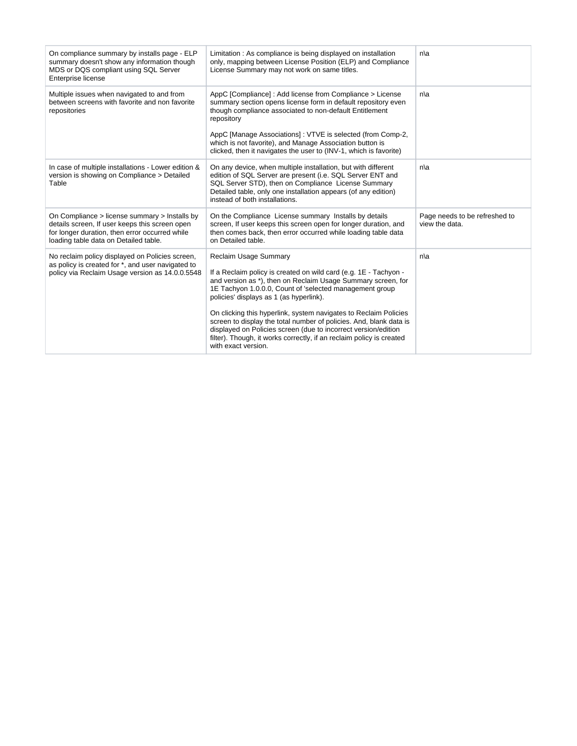| | | |
|---|---|---|
| On compliance summary by installs page - ELP summary doesn't show any information though MDS or DQS compliant using SQL Server Enterprise license | Limitation : As compliance is being displayed on installation only, mapping between License Position (ELP) and Compliance License Summary may not work on same titles. | n\a |
| Multiple issues when navigated to and from between screens with favorite and non favorite repositories | AppC [Compliance] : Add license from Compliance > License summary section opens license form in default repository even though compliance associated to non-default Entitlement repository<br><br>AppC [Manage Associations] : VTVE is selected (from Comp-2, which is not favorite), and Manage Association button is clicked, then it navigates the user to (INV-1, which is favorite) | n\a |
| In case of multiple installations - Lower edition & version is showing on Compliance > Detailed Table | On any device, when multiple installation, but with different edition of SQL Server are present (i.e. SQL Server ENT and SQL Server STD), then on Compliance License Summary Detailed table, only one installation appears (of any edition) instead of both installations. | n\a |
| On Compliance > license summary > Installs by details screen, If user keeps this screen open for longer duration, then error occurred while loading table data on Detailed table. | On the Compliance License summary Installs by details screen, If user keeps this screen open for longer duration, and then comes back, then error occurred while loading table data on Detailed table. | Page needs to be refreshed to view the data. |
| No reclaim policy displayed on Policies screen, as policy is created for *, and user navigated to policy via Reclaim Usage version as 14.0.0.5548 | Reclaim Usage Summary<br><br>If a Reclaim policy is created on wild card (e.g. 1E - Tachyon - and version as *), then on Reclaim Usage Summary screen, for 1E Tachyon 1.0.0.0, Count of 'selected management group policies' displays as 1 (as hyperlink).<br><br>On clicking this hyperlink, system navigates to Reclaim Policies screen to display the total number of policies. And, blank data is displayed on Policies screen (due to incorrect version/edition filter). Though, it works correctly, if an reclaim policy is created with exact version. | n\a |